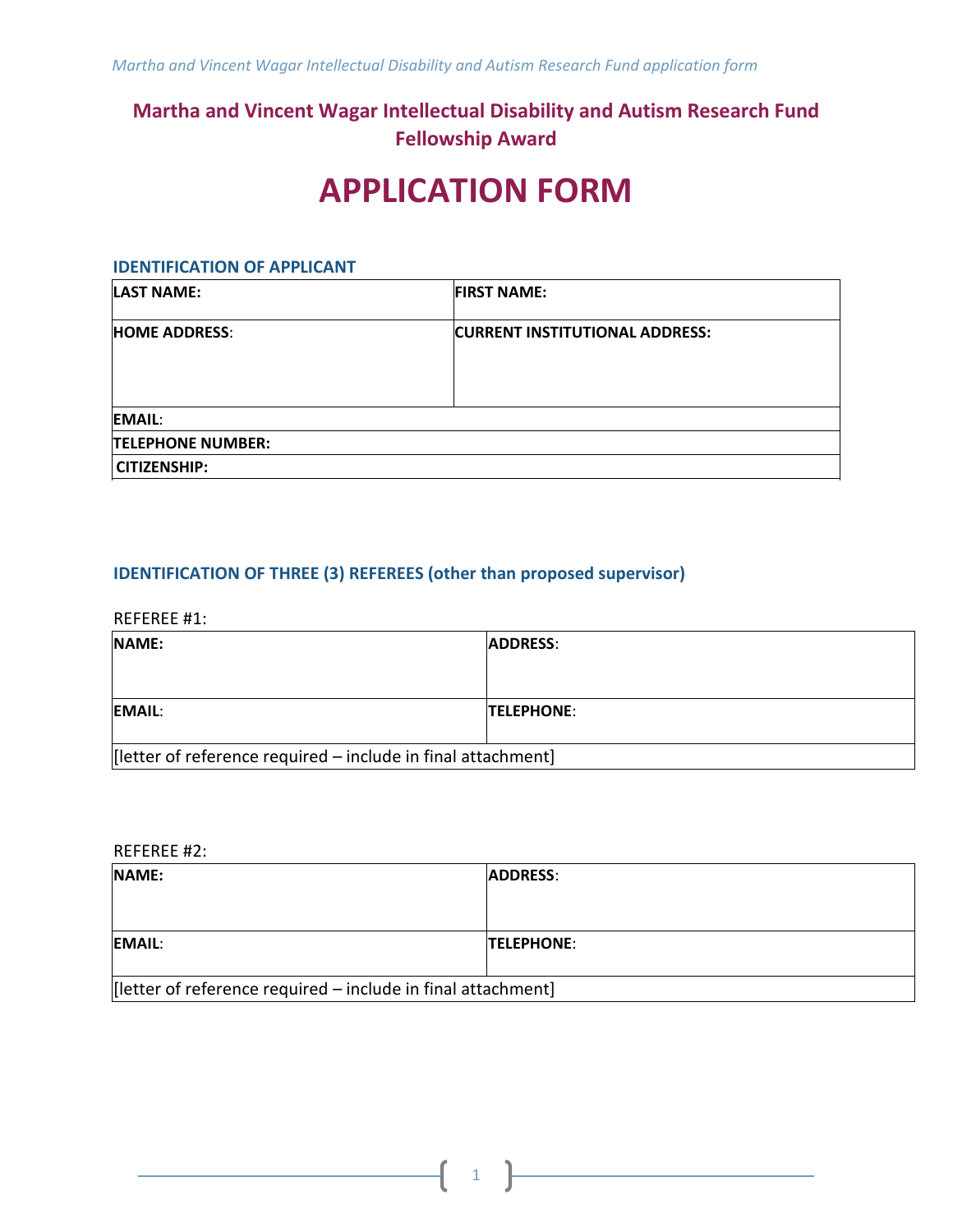## Martha and Vincent Wagar Intellectual Disability and Autism Research Fund Fellowship Award

# APPLICATION FORM

### IDENTIFICATION OF APPLICANT

| **LAST NAME:** | **FIRST NAME:** |
|---|---|
| **HOME ADDRESS**: | **CURRENT INSTITUTIONAL ADDRESS:** |
| **EMAIL**: | |
| **TELEPHONE NUMBER:** | |
| **CITIZENSHIP:** | |

### IDENTIFICATION OF THREE (3) REFEREES (other than proposed supervisor)

REFEREE #1:

| **NAME:** | **ADDRESS**: |
|---|---|
| **EMAIL**: | **TELEPHONE**: |
| [letter of reference required – include in final attachment] | |

REFEREE #2:

| **NAME:** | **ADDRESS**: |
|---|---|
| **EMAIL**: | **TELEPHONE**: |
| [letter of reference required – include in final attachment] | |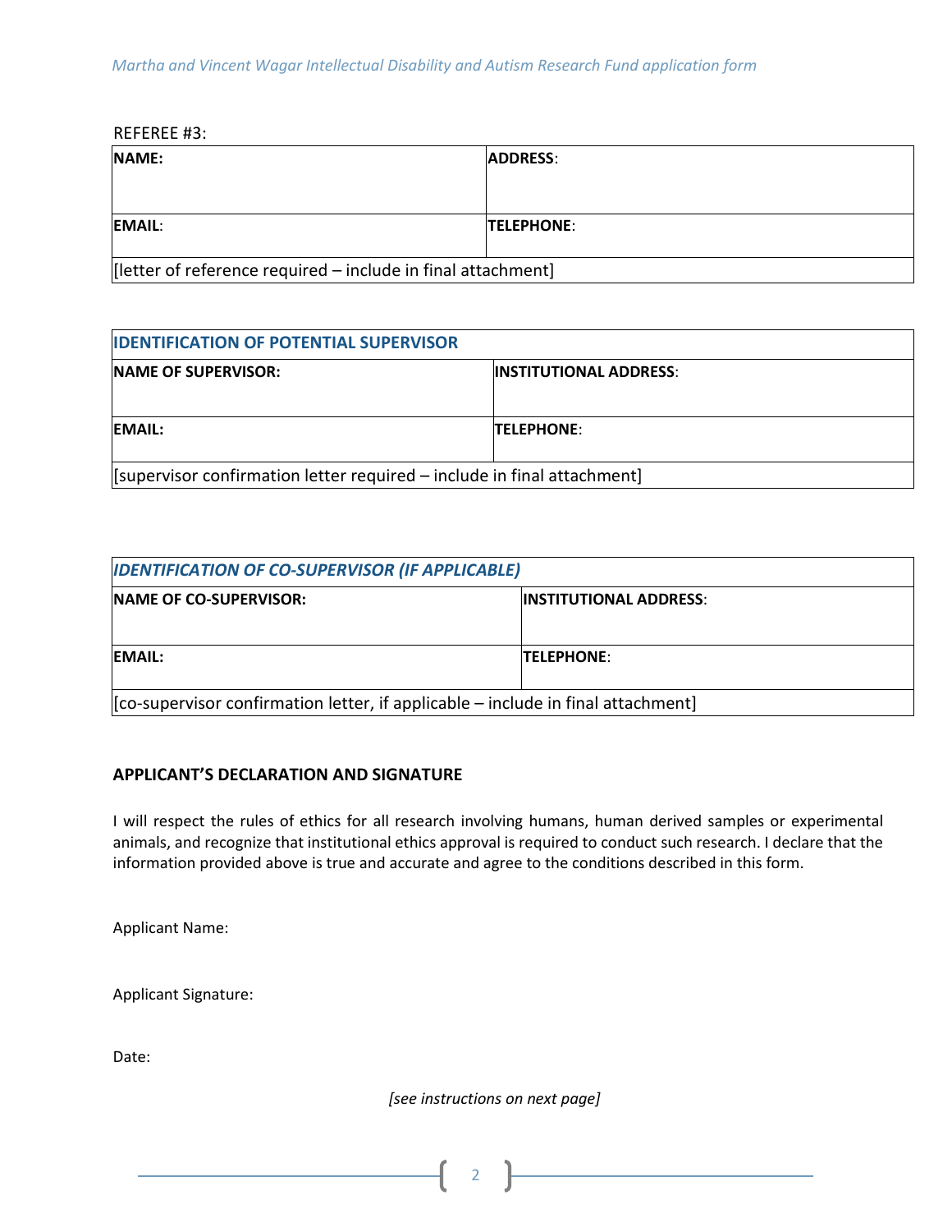REFEREE #3:

| **NAME:** | **ADDRESS**: |
| --- | --- |
| **EMAIL**: | **TELEPHONE**: |
| [letter of reference required – include in final attachment] | |

| **IDENTIFICATION OF POTENTIAL SUPERVISOR** | |
| --- | --- |
| **NAME OF SUPERVISOR:** | **INSTITUTIONAL ADDRESS**: |
| **EMAIL:** | **TELEPHONE**: |
| [supervisor confirmation letter required – include in final attachment] | |

| ***IDENTIFICATION OF CO-SUPERVISOR (IF APPLICABLE)*** | |
| --- | --- |
| **NAME OF CO-SUPERVISOR:** | **INSTITUTIONAL ADDRESS**: |
| **EMAIL:** | **TELEPHONE**: |
| [co-supervisor confirmation letter, if applicable – include in final attachment] | |

**APPLICANT'S DECLARATION AND SIGNATURE**

I will respect the rules of ethics for all research involving humans, human derived samples or experimental animals, and recognize that institutional ethics approval is required to conduct such research. I declare that the information provided above is true and accurate and agree to the conditions described in this form.

Applicant Name:

Applicant Signature:

Date:

*[see instructions on next page]*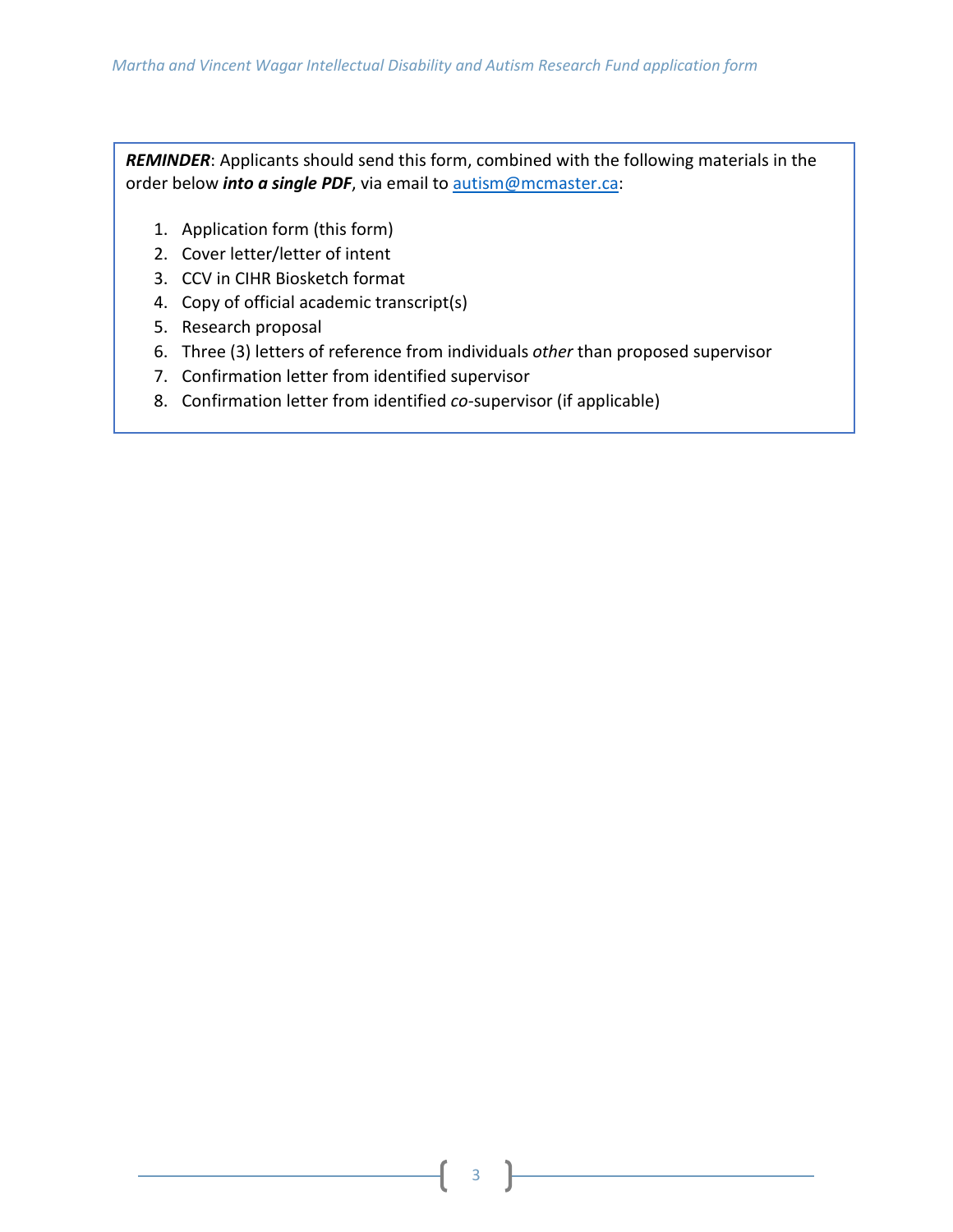***REMINDER***: Applicants should send this form, combined with the following materials in the order below ***into a single PDF***, via email to [autism@mcmaster.ca](mailto:autism@mcmaster.ca):

1. Application form (this form)
2. Cover letter/letter of intent
3. CCV in CIHR Biosketch format
4. Copy of official academic transcript(s)
5. Research proposal
6. Three (3) letters of reference from individuals *other* than proposed supervisor
7. Confirmation letter from identified supervisor
8. Confirmation letter from identified *co*-supervisor (if applicable)